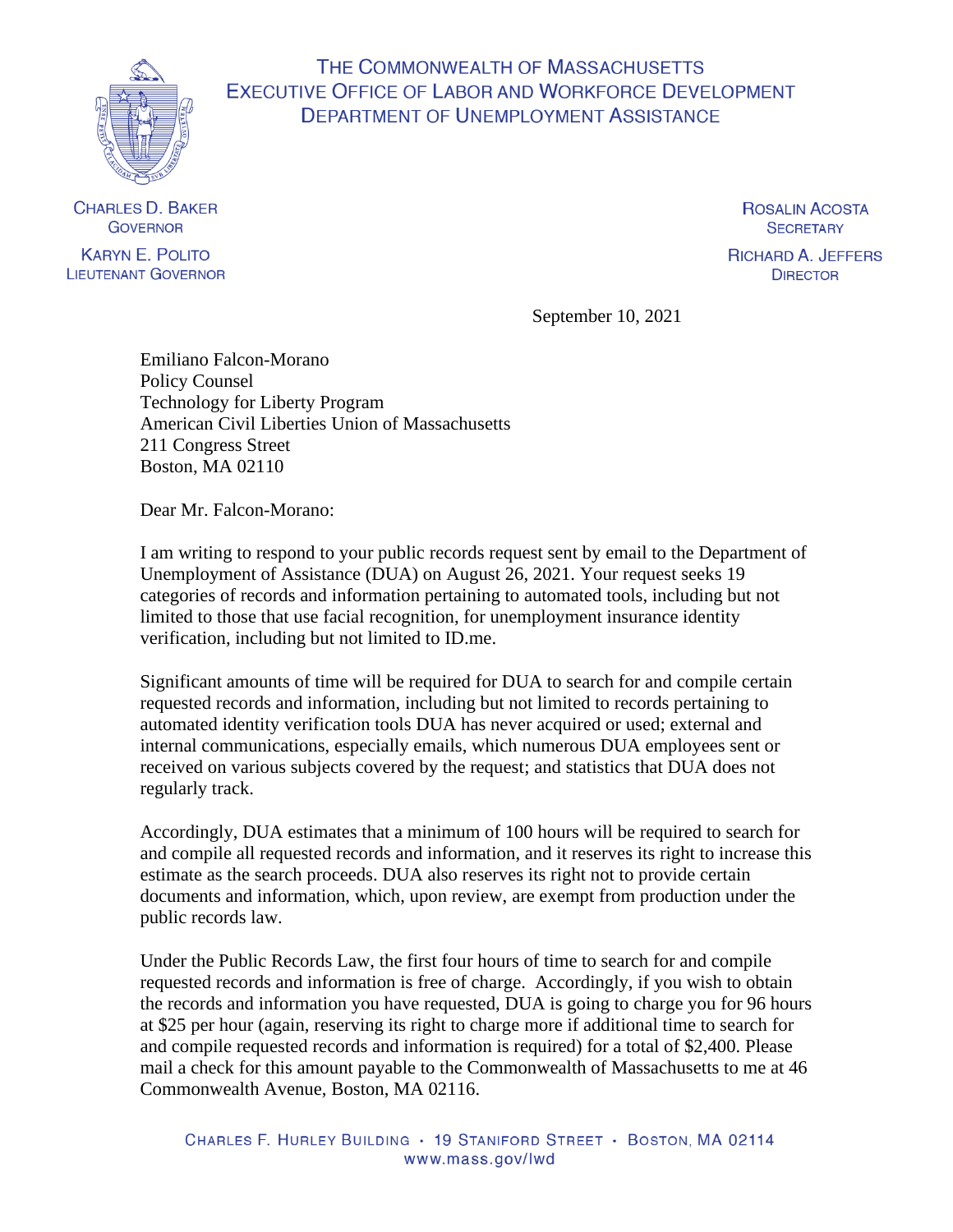THE COMMONWEALTH OF MASSACHUSETTS
EXECUTIVE OFFICE OF LABOR AND WORKFORCE DEVELOPMENT
DEPARTMENT OF UNEMPLOYMENT ASSISTANCE

CHARLES D. BAKER
GOVERNOR

KARYN E. POLITO
LIEUTENANT GOVERNOR

ROSALIN ACOSTA
SECRETARY

RICHARD A. JEFFERS
DIRECTOR

September 10, 2021

Emiliano Falcon-Morano
Policy Counsel
Technology for Liberty Program
American Civil Liberties Union of Massachusetts
211 Congress Street
Boston, MA 02110

Dear Mr. Falcon-Morano:

I am writing to respond to your public records request sent by email to the Department of Unemployment of Assistance (DUA) on August 26, 2021. Your request seeks 19 categories of records and information pertaining to automated tools, including but not limited to those that use facial recognition, for unemployment insurance identity verification, including but not limited to ID.me.

Significant amounts of time will be required for DUA to search for and compile certain requested records and information, including but not limited to records pertaining to automated identity verification tools DUA has never acquired or used; external and internal communications, especially emails, which numerous DUA employees sent or received on various subjects covered by the request; and statistics that DUA does not regularly track.

Accordingly, DUA estimates that a minimum of 100 hours will be required to search for and compile all requested records and information, and it reserves its right to increase this estimate as the search proceeds. DUA also reserves its right not to provide certain documents and information, which, upon review, are exempt from production under the public records law.

Under the Public Records Law, the first four hours of time to search for and compile requested records and information is free of charge. Accordingly, if you wish to obtain the records and information you have requested, DUA is going to charge you for 96 hours at $25 per hour (again, reserving its right to charge more if additional time to search for and compile requested records and information is required) for a total of $2,400. Please mail a check for this amount payable to the Commonwealth of Massachusetts to me at 46 Commonwealth Avenue, Boston, MA 02116.

CHARLES F. HURLEY BUILDING • 19 STANIFORD STREET • BOSTON, MA 02114
www.mass.gov/lwd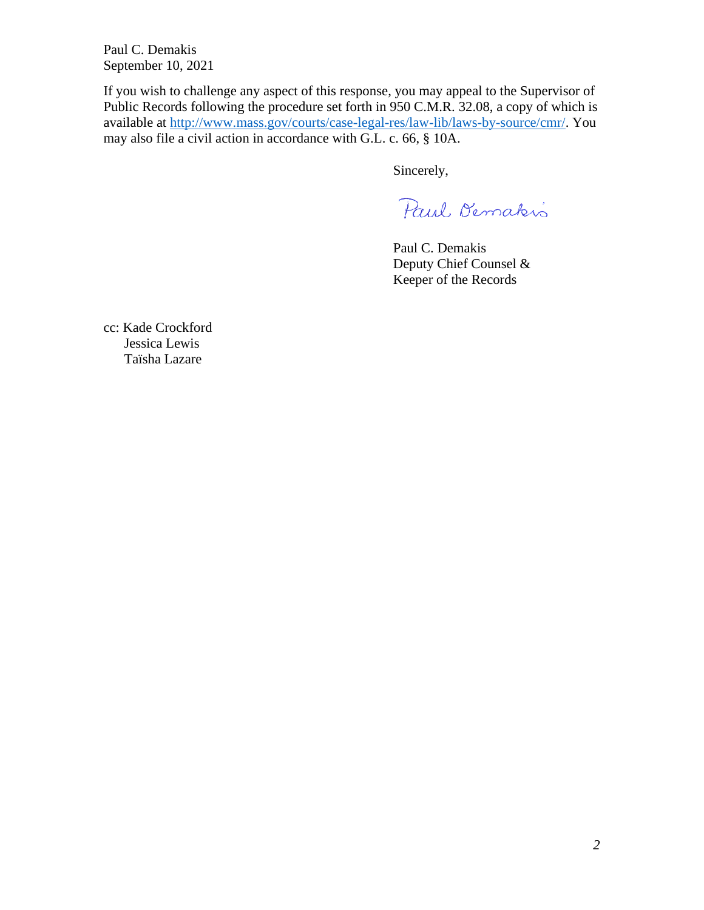Paul C. Demakis
September 10, 2021

If you wish to challenge any aspect of this response, you may appeal to the Supervisor of Public Records following the procedure set forth in 950 C.M.R. 32.08, a copy of which is available at http://www.mass.gov/courts/case-legal-res/law-lib/laws-by-source/cmr/. You may also file a civil action in accordance with G.L. c. 66, § 10A.

Sincerely,

Paul Demakis

Paul C. Demakis
Deputy Chief Counsel &
Keeper of the Records

cc: Kade Crockford
Jessica Lewis
Taïsha Lazare